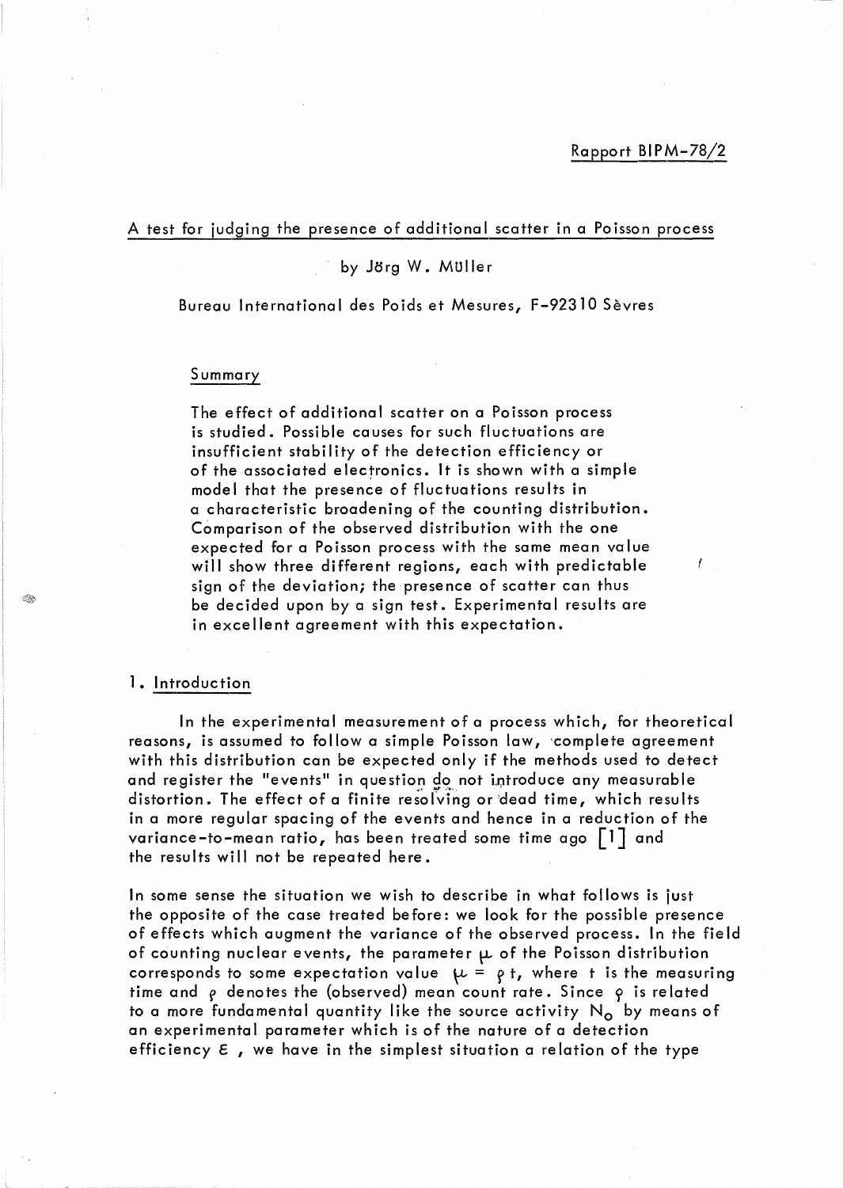Rapport BIPM-78/2

# A test for judging the presence of additional scatter in a Poisson process

by Jörg W. Müller

Bureau International des Poids et Mesures, F-92310 Sèvres

## Summary

The effect of additional scatter on a Poisson process is studied. Possible causes for such fluctuations are insufficient stability of the detection efficiency or of the associated electronics. It is shown with a simple model that the presence of fluctuations results in a characteristic broadening of the counting distribution. Comparison of the observed distribution with the one expected for a Poisson process with the same mean value will show three different regions, each with predictable sign of the deviation; the presence of scatter can thus be decided upon by a sign test. Experimental results are in excellent agreement with this expectation.

## 1. Introduction

In the experimental measurement of a process which, for theoretical reasons, is assumed to follow a simple Poisson law, complete agreement with this distribution can be expected only if the methods used to detect and register the "events" in question do not introduce any measurable distortion. The effect of a finite resolving or dead time, which results in a more regular spacing of the events and hence in a reduction of the variance-to-mean ratio, has been treated some time ago [1] and the results will not be repeated here.

In some sense the situation we wish to describe in what follows is just the opposite of the case treated before: we look for the possible presence of effects which augment the variance of the observed process. In the field of counting nuclear events, the parameter $\mu$ of the Poisson distribution corresponds to some expectation value $\mu = \rho t$, where $t$ is the measuring time and $\rho$ denotes the (observed) mean count rate. Since $\rho$ is related to a more fundamental quantity like the source activity $N_o$ by means of an experimental parameter which is of the nature of a detection efficiency $\varepsilon$, we have in the simplest situation a relation of the type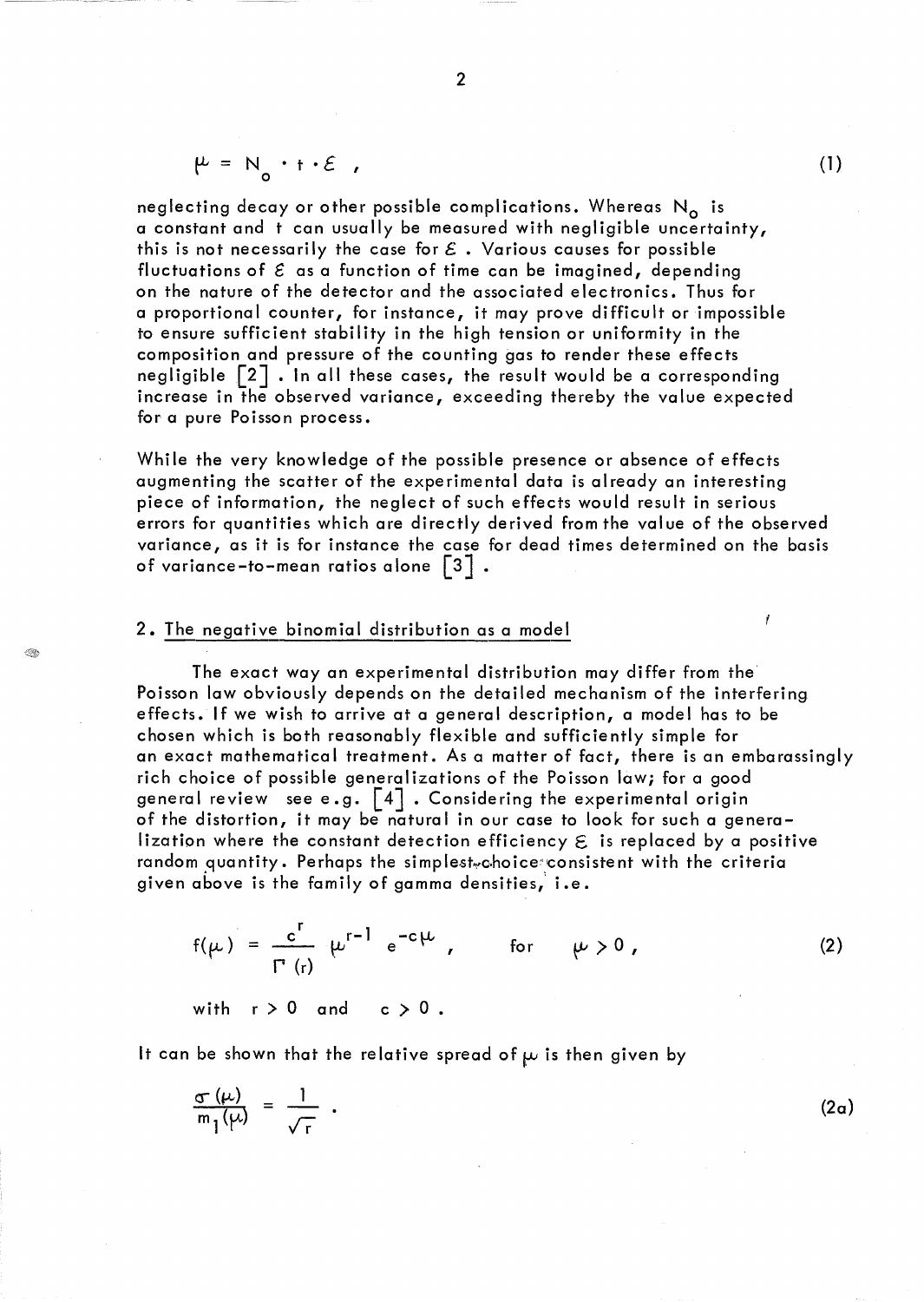$$\mu = N_o \cdot t \cdot \mathcal{E} \ , \tag{1}$$

neglecting decay or other possible complications. Whereas $N_o$ is a constant and $t$ can usually be measured with negligible uncertainty, this is not necessarily the case for $\mathcal{E}$. Various causes for possible fluctuations of $\mathcal{E}$ as a function of time can be imagined, depending on the nature of the detector and the associated electronics. Thus for a proportional counter, for instance, it may prove difficult or impossible to ensure sufficient stability in the high tension or uniformity in the composition and pressure of the counting gas to render these effects negligible [2]. In all these cases, the result would be a corresponding increase in the observed variance, exceeding thereby the value expected for a pure Poisson process.

While the very knowledge of the possible presence or absence of effects augmenting the scatter of the experimental data is already an interesting piece of information, the neglect of such effects would result in serious errors for quantities which are directly derived from the value of the observed variance, as it is for instance the case for dead times determined on the basis of variance-to-mean ratios alone [3].

## 2. The negative binomial distribution as a model

The exact way an experimental distribution may differ from the Poisson law obviously depends on the detailed mechanism of the interfering effects. If we wish to arrive at a general description, a model has to be chosen which is both reasonably flexible and sufficiently simple for an exact mathematical treatment. As a matter of fact, there is an embarassingly rich choice of possible generalizations of the Poisson law; for a good general review see e.g. [4]. Considering the experimental origin of the distortion, it may be natural in our case to look for such a generalization where the constant detection efficiency $\mathcal{E}$ is replaced by a positive random quantity. Perhaps the simplest choice consistent with the criteria given above is the family of gamma densities, i.e.

$$f(\mu) = \frac{c^r}{\Gamma(r)} \mu^{r-1} e^{-c\mu} \ , \qquad \text{for} \qquad \mu > 0 \ , \tag{2}$$

with $r > 0$ and $c > 0$.

It can be shown that the relative spread of $\mu$ is then given by

$$\frac{\sigma(\mu)}{m_1(\mu)} = \frac{1}{\sqrt{r}} \ . \tag{2a}$$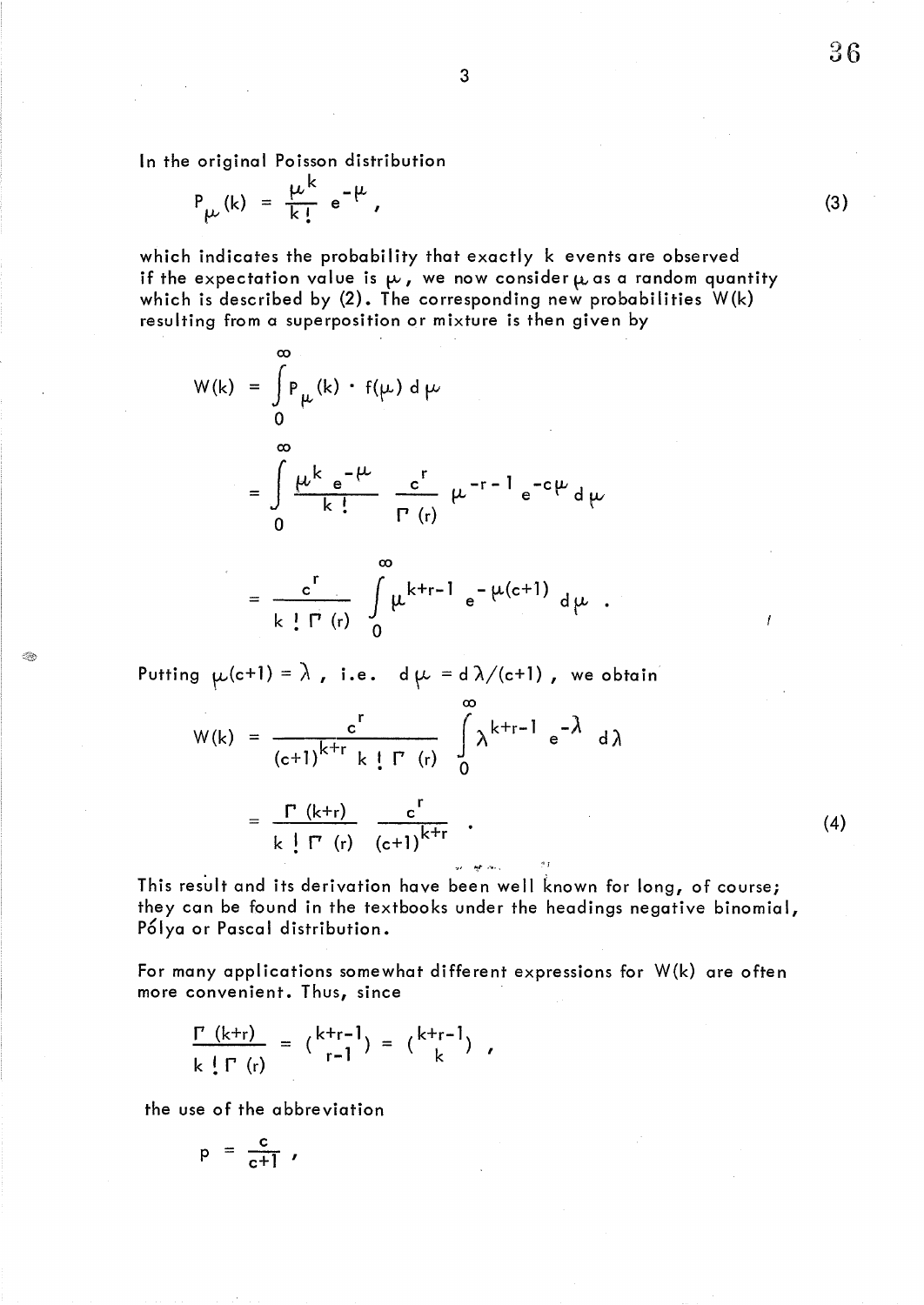In the original Poisson distribution

$$P_{\mu}(k) = \frac{\mu^k}{k!} e^{-\mu} , \tag{3}$$

which indicates the probability that exactly k events are observed if the expectation value is $\mu$, we now consider $\mu$ as a random quantity which is described by (2). The corresponding new probabilities W(k) resulting from a superposition or mixture is then given by

$$W(k) = \int_0^{\infty} P_{\mu}(k) \cdot f(\mu) \, d\mu$$

$$= \int_0^{\infty} \frac{\mu^k e^{-\mu}}{k!} \frac{c^r}{\Gamma(r)} \mu^{-r-1} e^{-c\mu} \, d\mu$$

$$= \frac{c^r}{k! \, \Gamma(r)} \int_0^{\infty} \mu^{k+r-1} e^{-\mu(c+1)} \, d\mu .$$

Putting $\mu(c+1) = \lambda$, i.e. $d\mu = d\lambda/(c+1)$, we obtain

$$W(k) = \frac{c^r}{(c+1)^{k+r} \, k! \, \Gamma(r)} \int_0^{\infty} \lambda^{k+r-1} e^{-\lambda} \, d\lambda$$

$$= \frac{\Gamma(k+r)}{k! \, \Gamma(r)} \frac{c^r}{(c+1)^{k+r}} . \tag{4}$$

This result and its derivation have been well known for long, of course; they can be found in the textbooks under the headings negative binomial, Pólya or Pascal distribution.

For many applications somewhat different expressions for W(k) are often more convenient. Thus, since

$$\frac{\Gamma(k+r)}{k! \, \Gamma(r)} = \binom{k+r-1}{r-1} = \binom{k+r-1}{k} ,$$

the use of the abbreviation

$$p = \frac{c}{c+1} ,$$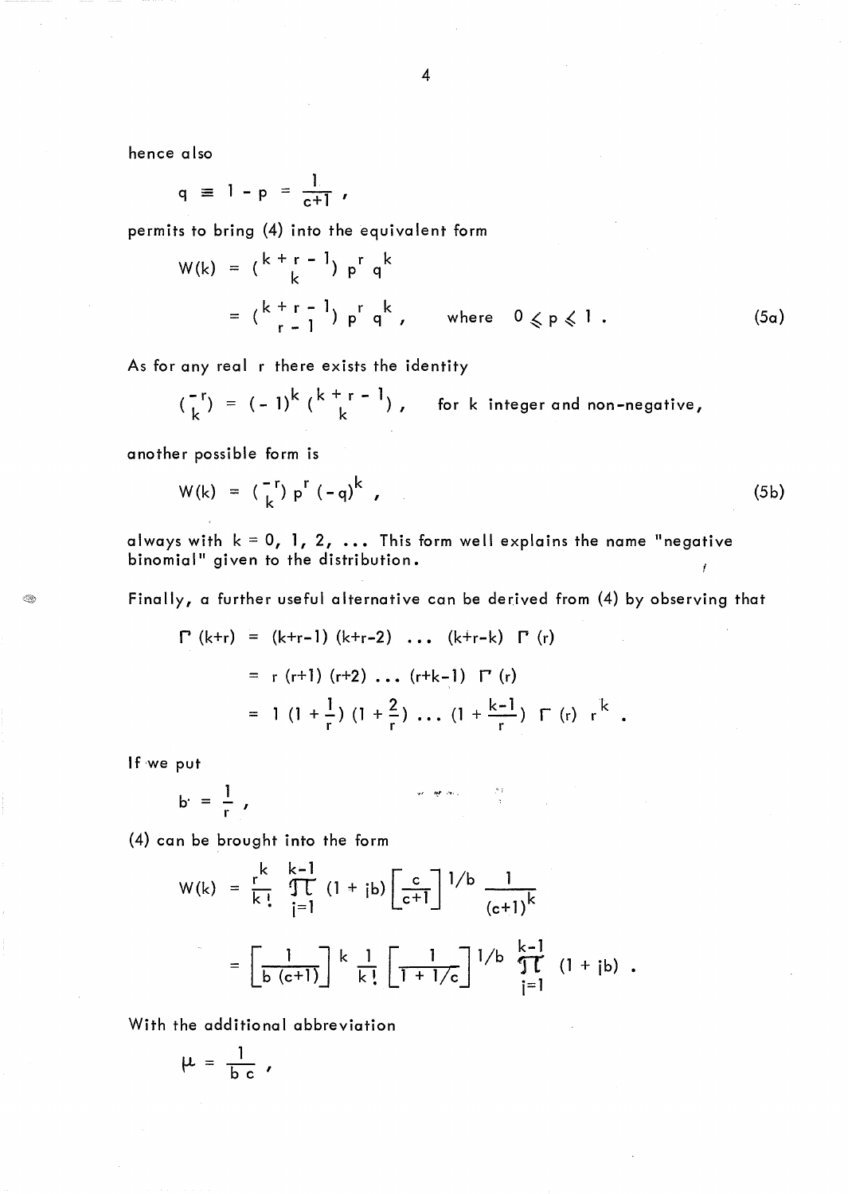hence also

$$q \equiv 1 - p = \frac{1}{c+1} ,$$

permits to bring (4) into the equivalent form

$$W(k) = \binom{k+r-1}{k} p^r q^k$$

$$= \binom{k+r-1}{r-1} p^r q^k , \qquad \text{where} \quad 0 \leqslant p \leqslant 1 . \tag{5a}$$

As for any real r there exists the identity

$$\binom{-r}{k} = (-1)^k \binom{k+r-1}{k} , \qquad \text{for } k \text{ integer and non-negative,}$$

another possible form is

$$W(k) = \binom{-r}{k} p^r (-q)^k , \tag{5b}$$

always with $k = 0, 1, 2, \ldots$ This form well explains the name "negative binomial" given to the distribution.

Finally, a further useful alternative can be derived from (4) by observing that

$$\Gamma(k+r) = (k+r-1)(k+r-2) \ldots (k+r-k) \; \Gamma(r)$$

$$= r(r+1)(r+2) \ldots (r+k-1) \; \Gamma(r)$$

$$= 1 \left(1 + \frac{1}{r}\right)\left(1 + \frac{2}{r}\right) \ldots \left(1 + \frac{k-1}{r}\right) \Gamma(r) \; r^k .$$

If we put

$$b = \frac{1}{r} ,$$

(4) can be brought into the form

$$W(k) = \frac{r^k}{k!} \prod_{j=1}^{k-1} (1 + jb) \left[\frac{c}{c+1}\right]^{1/b} \frac{1}{(c+1)^k}$$

$$= \left[\frac{1}{b(c+1)}\right]^k \frac{1}{k!} \left[\frac{1}{1 + 1/c}\right]^{1/b} \prod_{j=1}^{k-1} (1 + jb) .$$

With the additional abbreviation

$$\mu = \frac{1}{b\,c} ,$$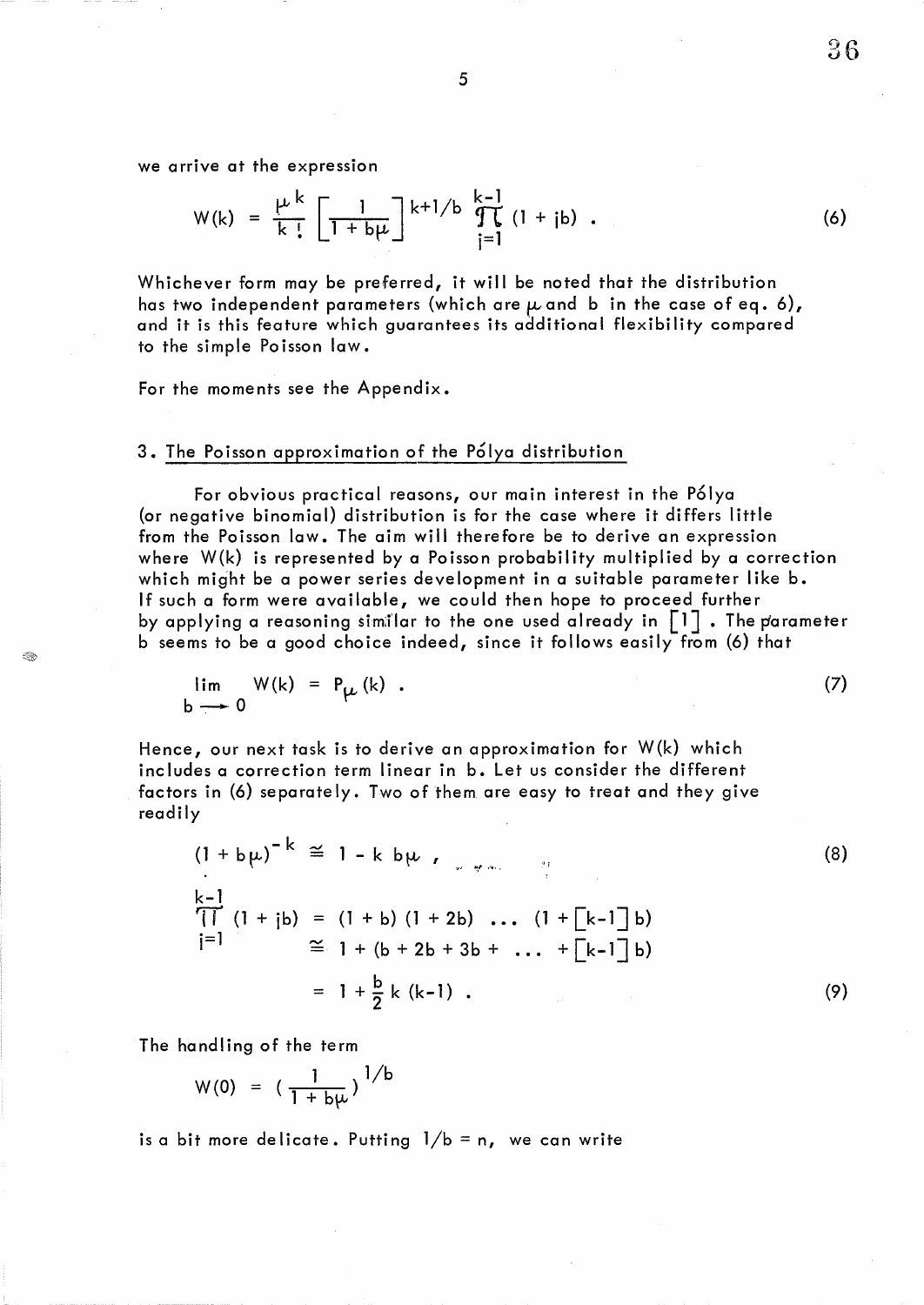we arrive at the expression

$$W(k) = \frac{\mu^k}{k!} \left[ \frac{1}{1 + b\mu} \right]^{k+1/b} \prod_{j=1}^{k-1} (1 + jb) \ . \tag{6}$$

Whichever form may be preferred, it will be noted that the distribution has two independent parameters (which are $\mu$ and $b$ in the case of eq. 6), and it is this feature which guarantees its additional flexibility compared to the simple Poisson law.

For the moments see the Appendix.

## 3. The Poisson approximation of the Pólya distribution

For obvious practical reasons, our main interest in the Pólya (or negative binomial) distribution is for the case where it differs little from the Poisson law. The aim will therefore be to derive an expression where $W(k)$ is represented by a Poisson probability multiplied by a correction which might be a power series development in a suitable parameter like $b$. If such a form were available, we could then hope to proceed further by applying a reasoning similar to the one used already in [1]. The parameter $b$ seems to be a good choice indeed, since it follows easily from (6) that

$$\lim_{b \to 0} W(k) = P_\mu(k) \ . \tag{7}$$

Hence, our next task is to derive an approximation for $W(k)$ which includes a correction term linear in $b$. Let us consider the different factors in (6) separately. Two of them are easy to treat and they give readily

$$(1 + b\mu)^{-k} \cong 1 - k\, b\mu \ , \tag{8}$$

$$\begin{aligned} \prod_{j=1}^{k-1} (1 + jb) &= (1 + b)(1 + 2b) \ \dots \ (1 + [k-1]\, b) \\ &\cong 1 + (b + 2b + 3b + \ \dots \ + [k-1]\, b) \\ &= 1 + \frac{b}{2} k\,(k-1) \ . \end{aligned} \tag{9}$$

The handling of the term

$$W(0) = \left( \frac{1}{1 + b\mu} \right)^{1/b}$$

is a bit more delicate. Putting $1/b = n$, we can write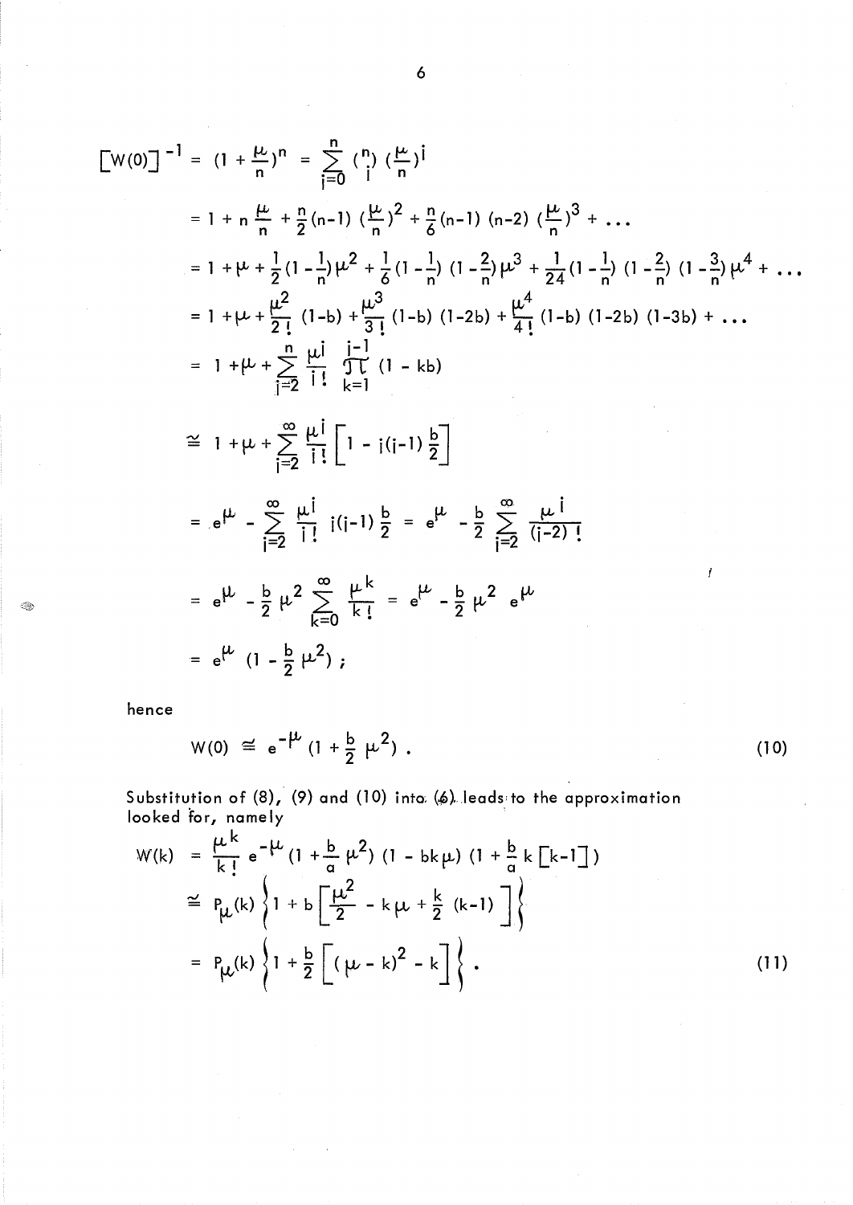$$
\begin{aligned}
[W(0)]^{-1} &= (1+\tfrac{\mu}{n})^n = \sum_{i=0}^{n} \binom{n}{i} (\tfrac{\mu}{n})^i \\
&= 1 + n\,\tfrac{\mu}{n} + \tfrac{n}{2}(n-1)\,(\tfrac{\mu}{n})^2 + \tfrac{n}{6}(n-1)\,(n-2)\,(\tfrac{\mu}{n})^3 + \ldots \\
&= 1 + \mu + \tfrac{1}{2}(1-\tfrac{1}{n})\mu^2 + \tfrac{1}{6}(1-\tfrac{1}{n})\,(1-\tfrac{2}{n})\mu^3 + \tfrac{1}{24}(1-\tfrac{1}{n})\,(1-\tfrac{2}{n})\,(1-\tfrac{3}{n})\mu^4 + \ldots \\
&= 1 + \mu + \frac{\mu^2}{2!}\,(1-b) + \frac{\mu^3}{3!}\,(1-b)\,(1-2b) + \frac{\mu^4}{4!}\,(1-b)\,(1-2b)\,(1-3b) + \ldots \\
&= 1 + \mu + \sum_{i=2}^{n} \frac{\mu^i}{i!} \prod_{k=1}^{i-1} (1-kb) \\
&\cong 1 + \mu + \sum_{i=2}^{\infty} \frac{\mu^i}{i!} \left[ 1 - i(i-1)\frac{b}{2} \right] \\
&= e^{\mu} - \sum_{i=2}^{\infty} \frac{\mu^i}{i!}\, i(i-1)\frac{b}{2} = e^{\mu} - \frac{b}{2} \sum_{i=2}^{\infty} \frac{\mu^i}{(i-2)!} \\
&= e^{\mu} - \frac{b}{2}\mu^2 \sum_{k=0}^{\infty} \frac{\mu^k}{k!} = e^{\mu} - \frac{b}{2}\mu^2\, e^{\mu} \\
&= e^{\mu}\,(1 - \tfrac{b}{2}\mu^2)\,;
\end{aligned}
$$

hence

$$
W(0) \cong e^{-\mu}\,(1 + \tfrac{b}{2}\,\mu^2)\,. \tag{10}
$$

Substitution of (8), (9) and (10) into (6) leads to the approximation looked for, namely

$$
\begin{aligned}
W(k) &= \frac{\mu^k}{k!}\, e^{-\mu}\,(1 + \tfrac{b}{a}\,\mu^2)\,(1 - bk\mu)\,(1 + \tfrac{b}{a}\,k\,[k-1]) \\
&\cong P_{\mu}(k) \left\{ 1 + b\left[ \frac{\mu^2}{2} - k\mu + \frac{k}{2}\,(k-1) \right] \right\} \\
&= P_{\mu}(k) \left\{ 1 + \frac{b}{2}\left[ (\mu - k)^2 - k \right] \right\}.
\end{aligned} \tag{11}
$$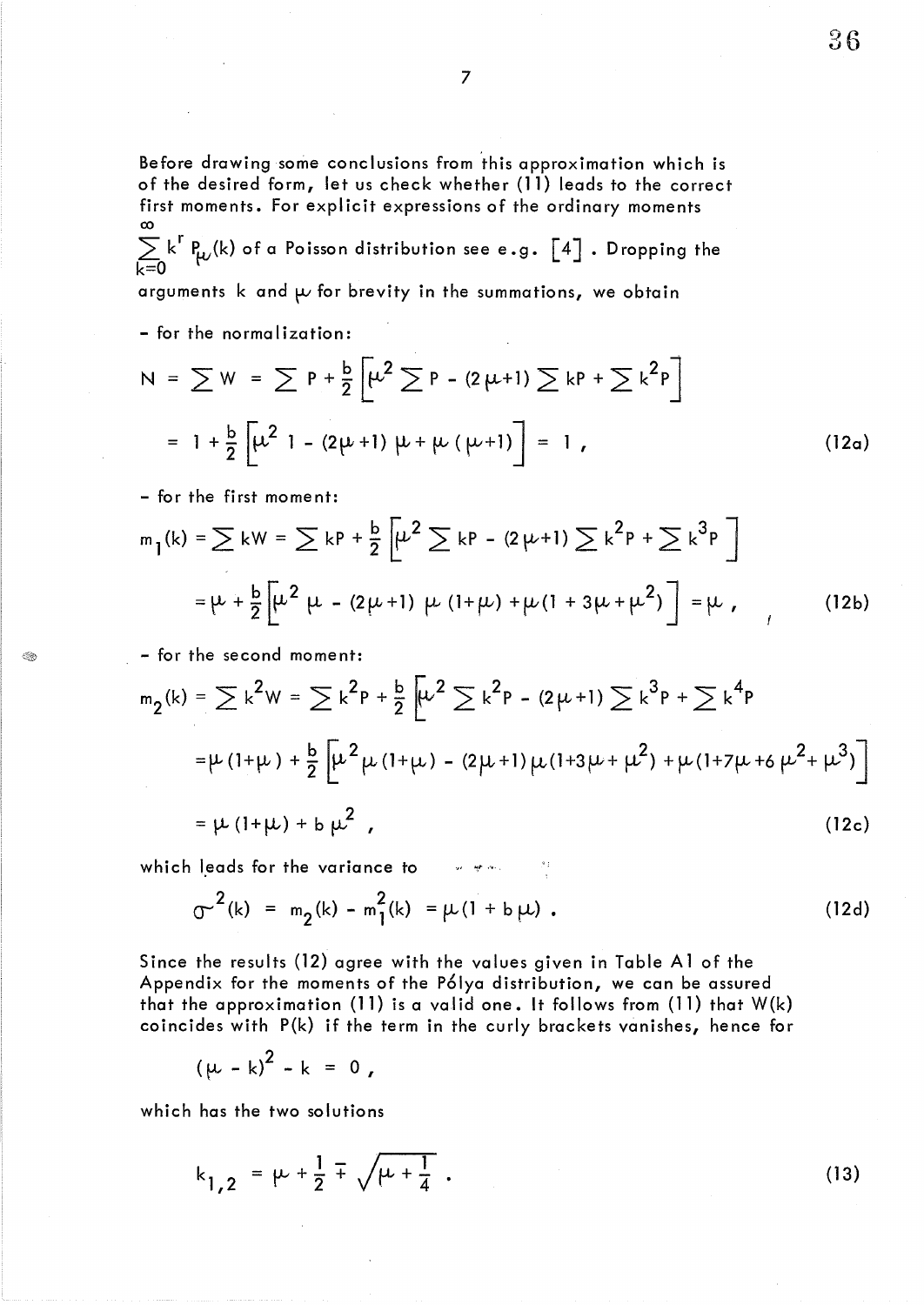Before drawing some conclusions from this approximation which is of the desired form, let us check whether (11) leads to the correct first moments. For explicit expressions of the ordinary moments $\sum_{k=0}^{\infty} k^r P_\mu(k)$ of a Poisson distribution see e.g. [4] . Dropping the arguments k and $\mu$ for brevity in the summations, we obtain

- for the normalization:

$$N = \sum W = \sum P + \frac{b}{2}\left[\mu^2 \sum P - (2\mu+1)\sum kP + \sum k^2 P\right]$$

$$= 1 + \frac{b}{2}\left[\mu^2\, 1 - (2\mu+1)\,\mu + \mu\,(\mu+1)\right] = 1 \,, \tag{12a}$$

- for the first moment:

$$m_1(k) = \sum kW = \sum kP + \frac{b}{2}\left[\mu^2 \sum kP - (2\mu+1)\sum k^2P + \sum k^3 P\right]$$

$$= \mu + \frac{b}{2}\left[\mu^2\,\mu - (2\mu+1)\,\mu\,(1+\mu) + \mu(1+3\mu+\mu^2)\right] = \mu \,, \tag{12b}$$

- for the second moment:

$$m_2(k) = \sum k^2 W = \sum k^2 P + \frac{b}{2}\left[\mu^2 \sum k^2 P - (2\mu+1)\sum k^3 P + \sum k^4 P\right.$$

$$\left. = \mu\,(1+\mu) + \frac{b}{2}\left[\mu^2\,\mu\,(1+\mu) - (2\mu+1)\,\mu(1+3\mu+\mu^2) + \mu(1+7\mu+6\,\mu^2+\mu^3)\right]\right]$$

$$= \mu\,(1+\mu) + b\,\mu^2 \,, \tag{12c}$$

which leads for the variance to

$$\sigma^2(k) = m_2(k) - m_1^2(k) = \mu(1+b\mu) \,. \tag{12d}$$

Since the results (12) agree with the values given in Table A1 of the Appendix for the moments of the Pólya distribution, we can be assured that the approximation (11) is a valid one. It follows from (11) that W(k) coincides with P(k) if the term in the curly brackets vanishes, hence for

$$(\mu - k)^2 - k = 0 \,,$$

which has the two solutions

$$k_{1,2} = \mu + \frac{1}{2} \mp \sqrt{\mu + \frac{1}{4}} \,. \tag{13}$$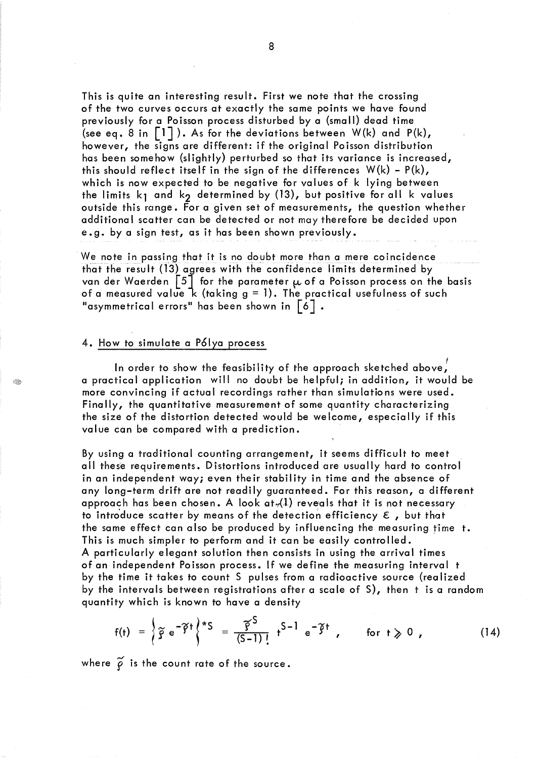This is quite an interesting result. First we note that the crossing of the two curves occurs at exactly the same points we have found previously for a Poisson process disturbed by a (small) dead time (see eq. 8 in [1]). As for the deviations between $W(k)$ and $P(k)$, however, the signs are different: if the original Poisson distribution has been somehow (slightly) perturbed so that its variance is increased, this should reflect itself in the sign of the differences $W(k) - P(k)$, which is now expected to be negative for values of $k$ lying between the limits $k_1$ and $k_2$ determined by (13), but positive for all $k$ values outside this range. For a given set of measurements, the question whether additional scatter can be detected or not may therefore be decided upon e.g. by a sign test, as it has been shown previously.

We note in passing that it is no doubt more than a mere coincidence that the result (13) agrees with the confidence limits determined by van der Waerden [5] for the parameter $\mu$ of a Poisson process on the basis of a measured value $k$ (taking $g = 1$). The practical usefulness of such "asymmetrical errors" has been shown in [6].

## 4. How to simulate a Pólya process

In order to show the feasibility of the approach sketched above, a practical application will no doubt be helpful; in addition, it would be more convincing if actual recordings rather than simulations were used. Finally, the quantitative measurement of some quantity characterizing the size of the distortion detected would be welcome, especially if this value can be compared with a prediction.

By using a traditional counting arrangement, it seems difficult to meet all these requirements. Distortions introduced are usually hard to control in an independent way; even their stability in time and the absence of any long-term drift are not readily guaranteed. For this reason, a different approach has been chosen. A look at (1) reveals that it is not necessary to introduce scatter by means of the detection efficiency $\varepsilon$, but that the same effect can also be produced by influencing the measuring time $t$. This is much simpler to perform and it can be easily controlled. A particularly elegant solution then consists in using the arrival times of an independent Poisson process. If we define the measuring interval $t$ by the time it takes to count $S$ pulses from a radioactive source (realized by the intervals between registrations after a scale of $S$), then $t$ is a random quantity which is known to have a density

$$f(t) = \left\{ \tilde{\rho}\, e^{-\tilde{\rho} t} \right\}^{*S} = \frac{\tilde{\rho}^{S}}{(S-1)!}\, t^{S-1}\, e^{-\tilde{\rho} t}, \qquad \text{for } t \geq 0, \tag{14}$$

where $\tilde{\rho}$ is the count rate of the source.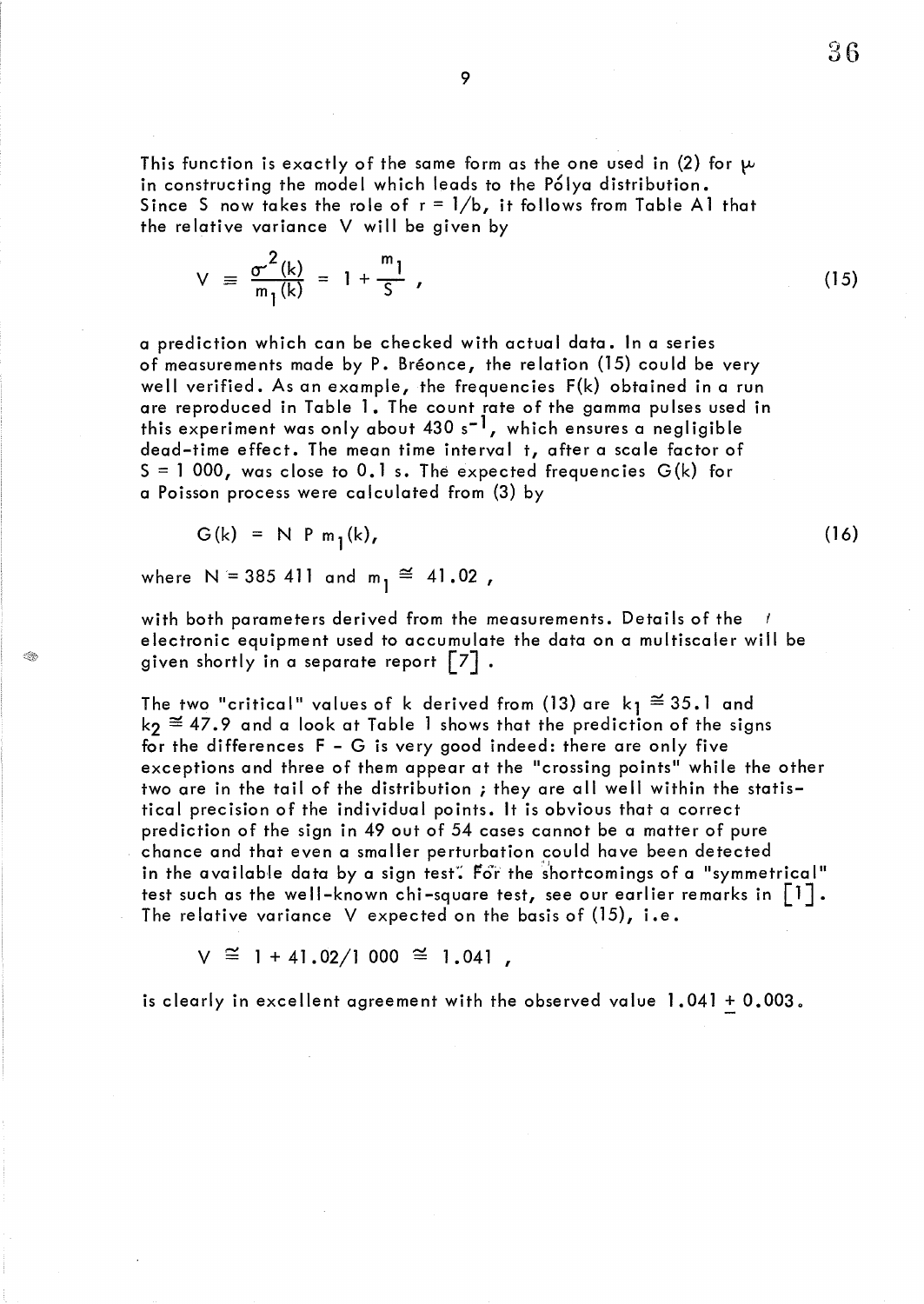This function is exactly of the same form as the one used in (2) for $\mu$ in constructing the model which leads to the Pólya distribution. Since $S$ now takes the role of $r = 1/b$, it follows from Table A1 that the relative variance $V$ will be given by

$$V \equiv \frac{\sigma^2(k)}{m_1(k)} = 1 + \frac{m_1}{S} , \tag{15}$$

a prediction which can be checked with actual data. In a series of measurements made by P. Bréonce, the relation (15) could be very well verified. As an example, the frequencies $F(k)$ obtained in a run are reproduced in Table 1. The count rate of the gamma pulses used in this experiment was only about 430 $s^{-1}$, which ensures a negligible dead-time effect. The mean time interval $t$, after a scale factor of $S = 1\,000$, was close to 0.1 s. The expected frequencies $G(k)$ for a Poisson process were calculated from (3) by

$$G(k) = N \; P \; m_1(k), \tag{16}$$

where $N = 385\,411$ and $m_1 \cong 41.02$ ,

with both parameters derived from the measurements. Details of the electronic equipment used to accumulate the data on a multiscaler will be given shortly in a separate report [7].

The two "critical" values of $k$ derived from (13) are $k_1 \cong 35.1$ and $k_2 \cong 47.9$ and a look at Table 1 shows that the prediction of the signs for the differences $F - G$ is very good indeed: there are only five exceptions and three of them appear at the "crossing points" while the other two are in the tail of the distribution ; they are all well within the statistical precision of the individual points. It is obvious that a correct prediction of the sign in 49 out of 54 cases cannot be a matter of pure chance and that even a smaller perturbation could have been detected in the available data by a sign test. For the shortcomings of a "symmetrical" test such as the well-known chi-square test, see our earlier remarks in [1]. The relative variance $V$ expected on the basis of (15), i.e.

$$V \cong 1 + 41.02/1\,000 \cong 1.041 ,$$

is clearly in excellent agreement with the observed value $1.041 \pm 0.003$.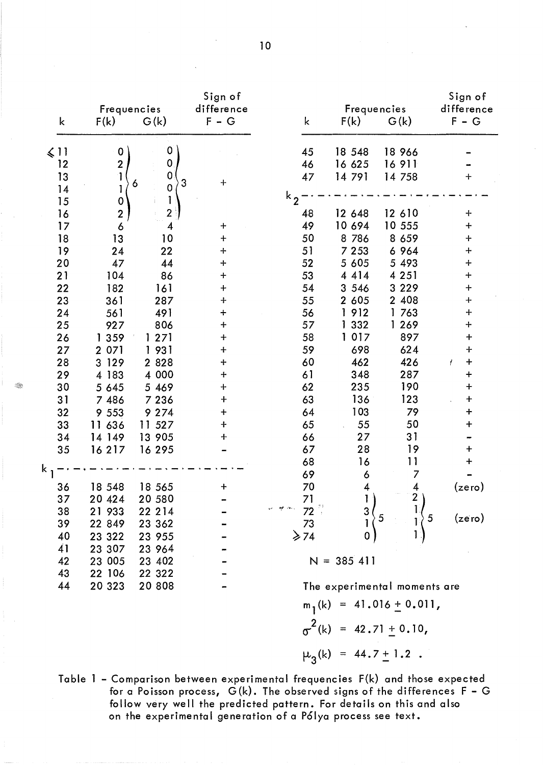| k | Frequencies F(k) | Frequencies G(k) | Sign of difference F − G |
|---|---|---|---|
| ≤11 | 0 | 0 | |
| 12 | 2 | 0 | |
| 13 | 1 | 0 | |
| 14 | 1 | 0 | |
| 15 | 0 | 1 | |
| 16 | 2 | 2 | |
| (≤11–16 combined) | 6 | 3 | + |
| 17 | 6 | 4 | + |
| 18 | 13 | 10 | + |
| 19 | 24 | 22 | + |
| 20 | 47 | 44 | + |
| 21 | 104 | 86 | + |
| 22 | 182 | 161 | + |
| 23 | 361 | 287 | + |
| 24 | 561 | 491 | + |
| 25 | 927 | 806 | + |
| 26 | 1 359 | 1 271 | + |
| 27 | 2 071 | 1 931 | + |
| 28 | 3 129 | 2 828 | + |
| 29 | 4 183 | 4 000 | + |
| 30 | 5 645 | 5 469 | + |
| 31 | 7 486 | 7 236 | + |
| 32 | 9 553 | 9 274 | + |
| 33 | 11 636 | 11 527 | + |
| 34 | 14 149 | 13 905 | + |
| 35 | 16 217 | 16 295 | − |
| $k_1$ — — — | | | |
| 36 | 18 548 | 18 565 | + |
| 37 | 20 424 | 20 580 | − |
| 38 | 21 933 | 22 214 | − |
| 39 | 22 849 | 23 362 | − |
| 40 | 23 322 | 23 955 | − |
| 41 | 23 307 | 23 964 | − |
| 42 | 23 005 | 23 402 | − |
| 43 | 22 106 | 22 322 | − |
| 44 | 20 323 | 20 808 | − |
| 45 | 18 548 | 18 966 | − |
| 46 | 16 625 | 16 911 | − |
| 47 | 14 791 | 14 758 | + |
| $k_2$ — — — | | | |
| 48 | 12 648 | 12 610 | + |
| 49 | 10 694 | 10 555 | + |
| 50 | 8 786 | 8 659 | + |
| 51 | 7 253 | 6 964 | + |
| 52 | 5 605 | 5 493 | + |
| 53 | 4 414 | 4 251 | + |
| 54 | 3 546 | 3 229 | + |
| 55 | 2 605 | 2 408 | + |
| 56 | 1 912 | 1 763 | + |
| 57 | 1 332 | 1 269 | + |
| 58 | 1 017 | 897 | + |
| 59 | 698 | 624 | + |
| 60 | 462 | 426 | + |
| 61 | 348 | 287 | + |
| 62 | 235 | 190 | + |
| 63 | 136 | 123 | + |
| 64 | 103 | 79 | + |
| 65 | 55 | 50 | + |
| 66 | 27 | 31 | − |
| 67 | 28 | 19 | + |
| 68 | 16 | 11 | + |
| 69 | 6 | 7 | − |
| 70 | 4 | 4 | (zero) |
| 71 | 1 | 2 | |
| 72 | 3 | 1 | |
| 73 | 1 | 1 | |
| ≥74 | 0 | 1 | |
| (71–≥74 combined) | 5 | 5 | (zero) |

N = 385 411

The experimental moments are

$$m_1(k) = 41.016 \pm 0.011,$$

$$\sigma^2(k) = 42.71 \pm 0.10,$$

$$\mu_3(k) = 44.7 \pm 1.2 \ .$$

Table 1 – Comparison between experimental frequencies F(k) and those expected for a Poisson process, G(k). The observed signs of the differences F − G follow very well the predicted pattern. For details on this and also on the experimental generation of a Pólya process see text.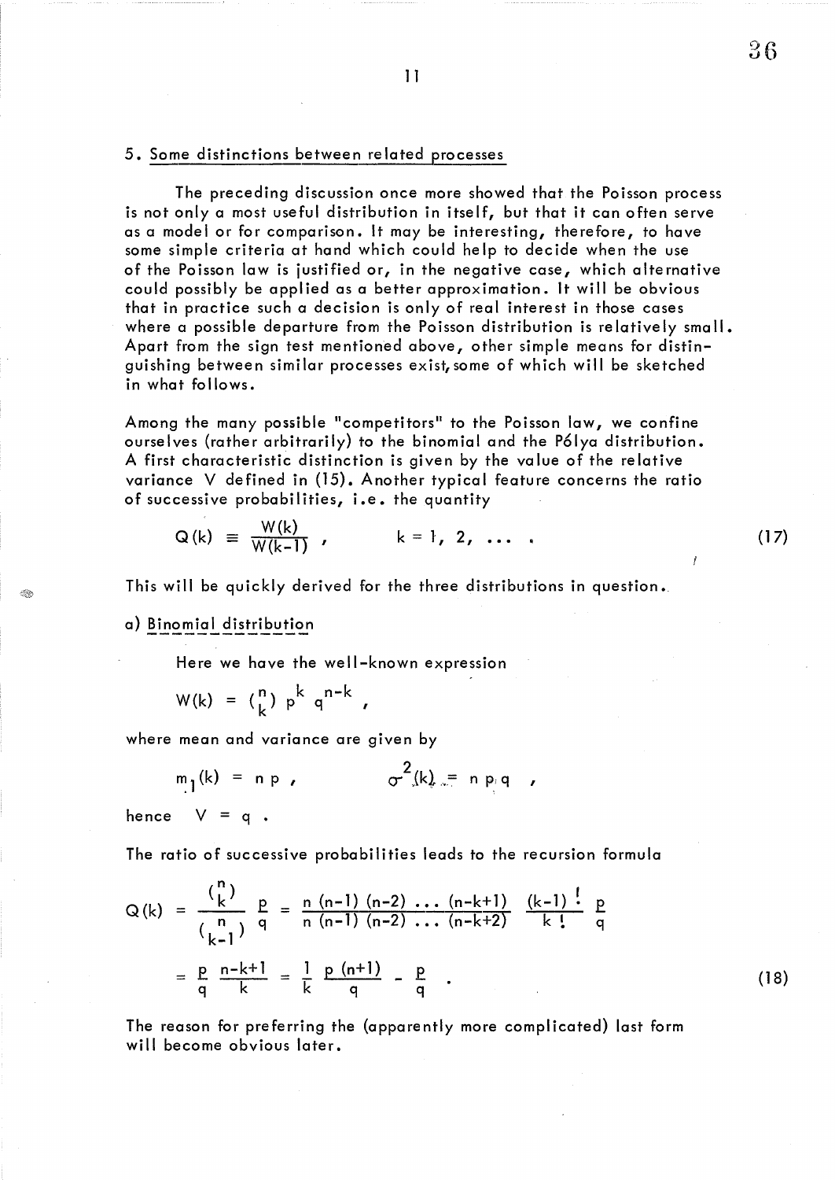## 5. Some distinctions between related processes

The preceding discussion once more showed that the Poisson process is not only a most useful distribution in itself, but that it can often serve as a model or for comparison. It may be interesting, therefore, to have some simple criteria at hand which could help to decide when the use of the Poisson law is justified or, in the negative case, which alternative could possibly be applied as a better approximation. It will be obvious that in practice such a decision is only of real interest in those cases where a possible departure from the Poisson distribution is relatively small. Apart from the sign test mentioned above, other simple means for distinguishing between similar processes exist, some of which will be sketched in what follows.

Among the many possible "competitors" to the Poisson law, we confine ourselves (rather arbitrarily) to the binomial and the Pólya distribution. A first characteristic distinction is given by the value of the relative variance V defined in (15). Another typical feature concerns the ratio of successive probabilities, i.e. the quantity

$$Q(k) \equiv \frac{W(k)}{W(k-1)} , \qquad k = 1, 2, \ldots . \tag{17}$$

This will be quickly derived for the three distributions in question.

### a) Binomial distribution

Here we have the well-known expression

$$W(k) = \binom{n}{k} p^k q^{n-k} ,$$

where mean and variance are given by

$$m_1(k) = n\,p , \qquad \sigma^2(k) = n\,p\,q ,$$

hence $V = q$ .

The ratio of successive probabilities leads to the recursion formula

$$Q(k) = \frac{\binom{n}{k}}{\binom{n}{k-1}} \frac{p}{q} = \frac{n\,(n-1)\,(n-2)\,\ldots\,(n-k+1)}{n\,(n-1)\,(n-2)\,\ldots\,(n-k+2)} \frac{(k-1)\,!}{k\,!} \frac{p}{q}$$

$$= \frac{p}{q} \frac{n-k+1}{k} = \frac{1}{k} \frac{p\,(n+1)}{q} - \frac{p}{q} . \tag{18}$$

The reason for preferring the (apparently more complicated) last form will become obvious later.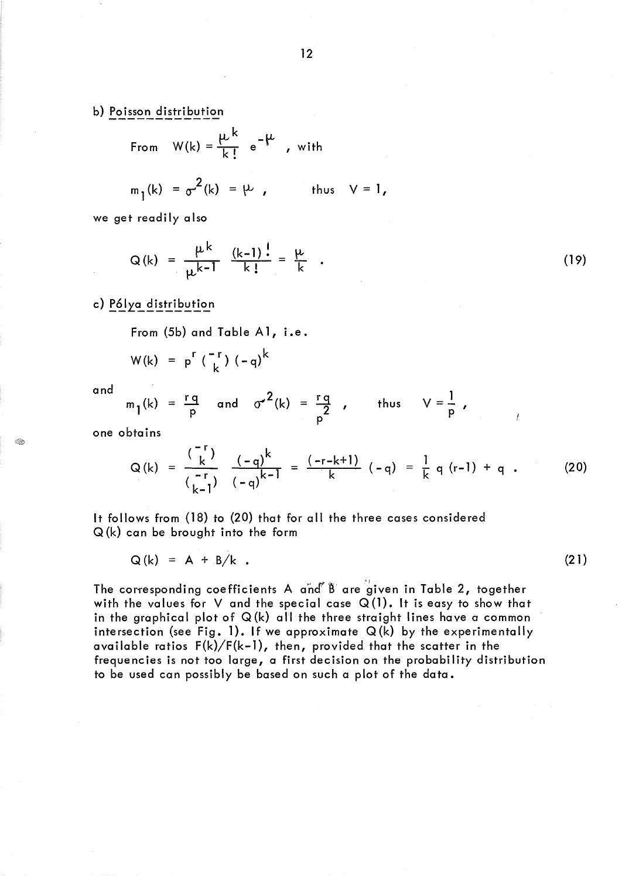b) Poisson distribution

From $W(k) = \frac{\mu^k}{k!} e^{-\mu}$ , with

$$m_1(k) = \sigma^2(k) = \mu \, , \qquad \text{thus} \quad V = 1,$$

we get readily also

$$Q(k) = \frac{\mu^k}{\mu^{k-1}} \frac{(k-1)!}{k!} = \frac{\mu}{k} \; . \tag{19}$$

c) Pólya distribution

From (5b) and Table A1, i.e.

$$W(k) = p^r \binom{-r}{k} (-q)^k$$

and

$$m_1(k) = \frac{rq}{p} \quad \text{and} \quad \sigma^2(k) = \frac{rq}{p^2} \, , \qquad \text{thus} \quad V = \frac{1}{p} \, ,$$

one obtains

$$Q(k) = \frac{\binom{-r}{k}}{\binom{-r}{k-1}} \frac{(-q)^k}{(-q)^{k-1}} = \frac{(-r-k+1)}{k} (-q) = \frac{1}{k} q (r-1) + q \; . \tag{20}$$

It follows from (18) to (20) that for all the three cases considered $Q(k)$ can be brought into the form

$$Q(k) = A + B/k \; . \tag{21}$$

The corresponding coefficients A and B are given in Table 2, together with the values for V and the special case $Q(1)$. It is easy to show that in the graphical plot of $Q(k)$ all the three straight lines have a common intersection (see Fig. 1). If we approximate $Q(k)$ by the experimentally available ratios $F(k)/F(k-1)$, then, provided that the scatter in the frequencies is not too large, a first decision on the probability distribution to be used can possibly be based on such a plot of the data.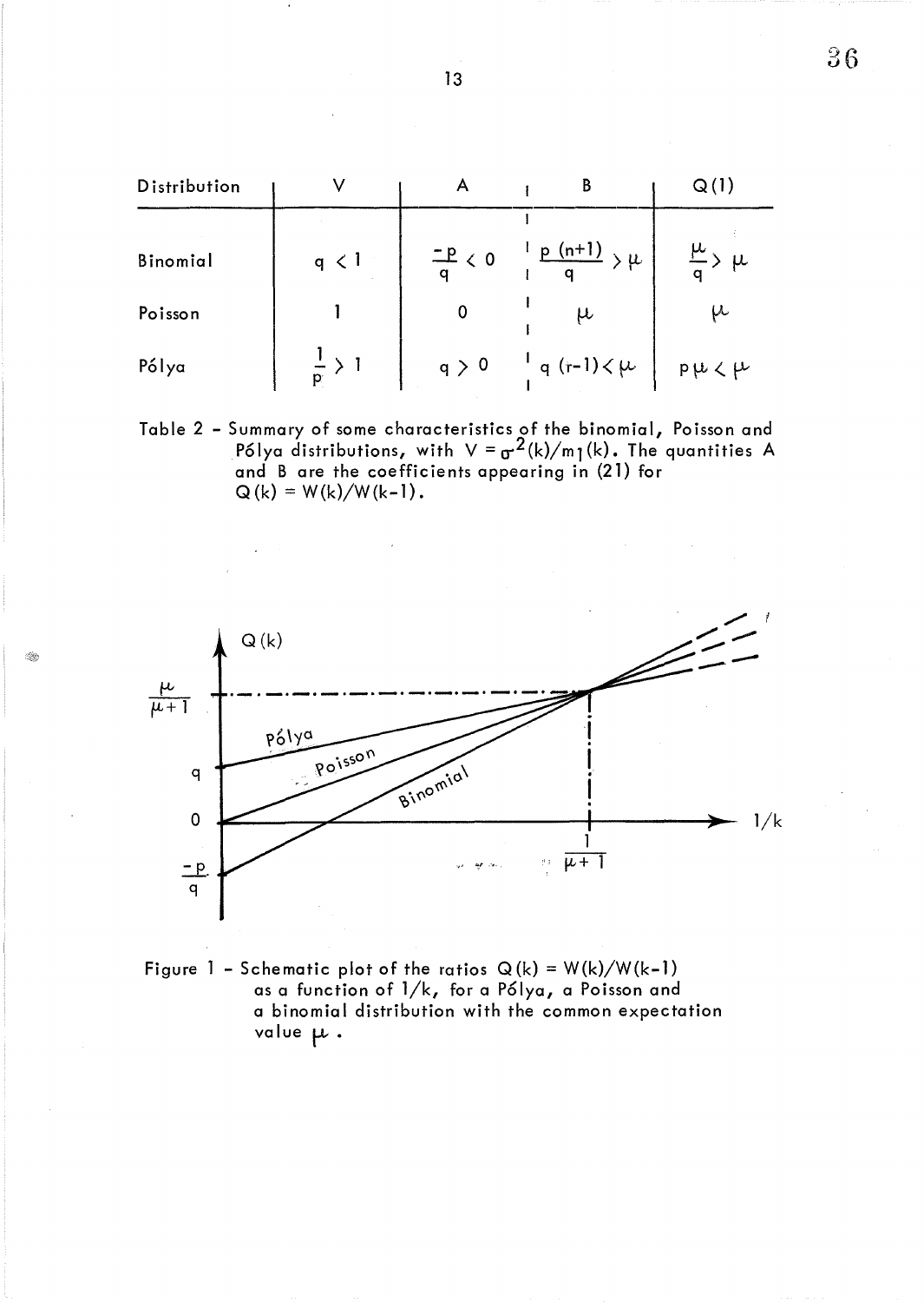| Distribution | V | A | B | Q(1) |
| --- | --- | --- | --- | --- |
| Binomial | $q < 1$ | $\frac{-p}{q} < 0$ | $\frac{p\,(n+1)}{q} > \mu$ | $\frac{\mu}{q} > \mu$ |
| Poisson | 1 | 0 | $\mu$ | $\mu$ |
| Pólya | $\frac{1}{p} > 1$ | $q > 0$ | $q\,(r-1) < \mu$ | $p\mu < \mu$ |

Table 2 - Summary of some characteristics of the binomial, Poisson and Pólya distributions, with $V = \sigma^2(k)/m_1(k)$. The quantities A and B are the coefficients appearing in (21) for $Q(k) = W(k)/W(k-1)$.

Figure 1 - Schematic plot of the ratios $Q(k) = W(k)/W(k-1)$ as a function of $1/k$, for a Pólya, a Poisson and a binomial distribution with the common expectation value $\mu$.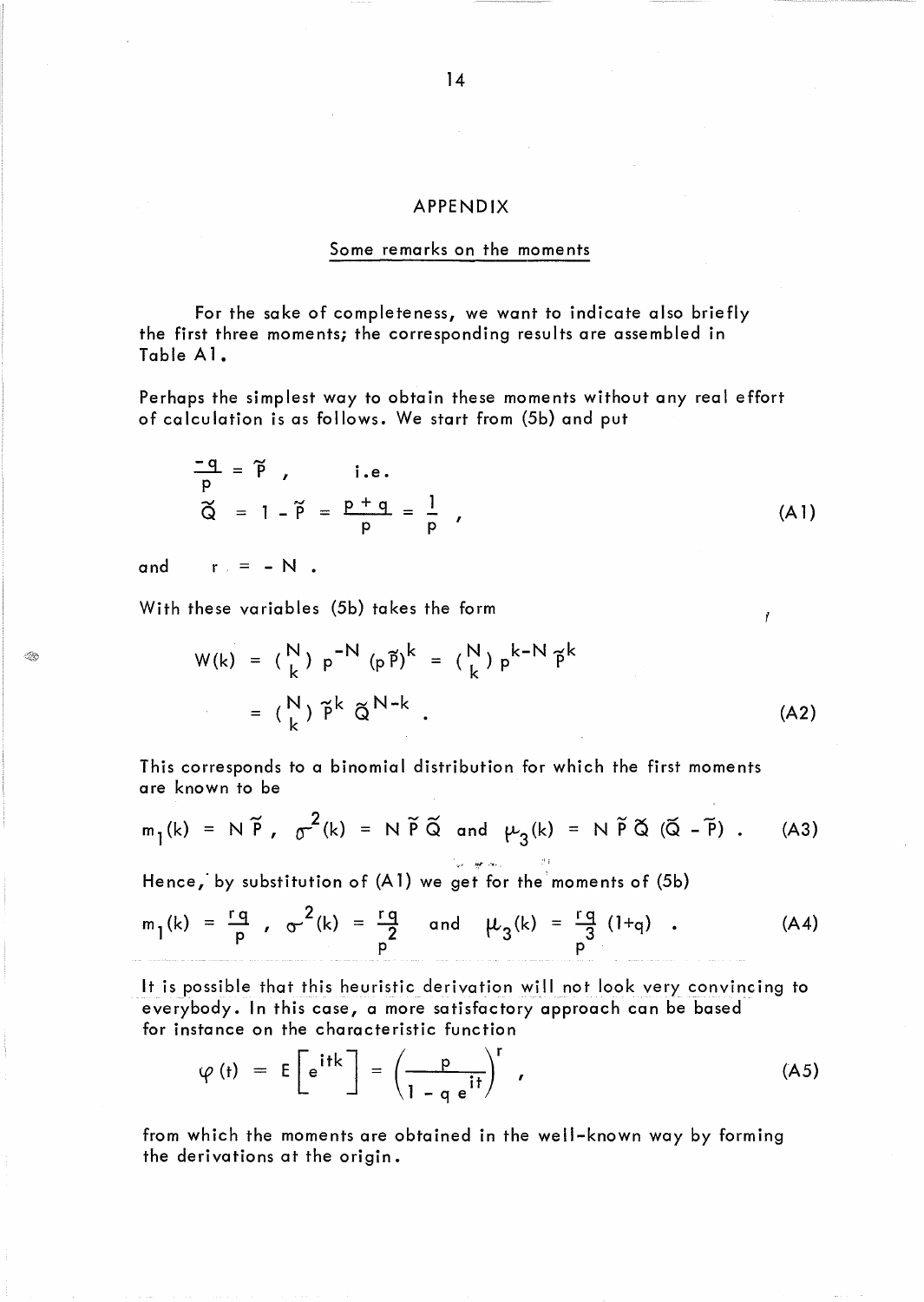# APPENDIX

## Some remarks on the moments

For the sake of completeness, we want to indicate also briefly the first three moments; the corresponding results are assembled in Table A1.

Perhaps the simplest way to obtain these moments without any real effort of calculation is as follows. We start from (5b) and put

$$\frac{-q}{p} = \tilde{P} \,, \qquad \text{i.e.} \qquad \tilde{Q} = 1 - \tilde{P} = \frac{p+q}{p} = \frac{1}{p} \,, \tag{A1}$$

and $\quad r = -N$ .

With these variables (5b) takes the form

$$\begin{aligned} W(k) &= \binom{N}{k} p^{-N} (p\tilde{P})^k = \binom{N}{k} p^{k-N} \tilde{P}^k \\ &= \binom{N}{k} \tilde{P}^k \tilde{Q}^{N-k} \,. \end{aligned} \tag{A2}$$

This corresponds to a binomial distribution for which the first moments are known to be

$$m_1(k) = N\tilde{P} \,, \quad \sigma^2(k) = N\tilde{P}\tilde{Q} \quad \text{and} \quad \mu_3(k) = N\tilde{P}\tilde{Q}(\tilde{Q} - \tilde{P}) \,. \tag{A3}$$

Hence, by substitution of (A1) we get for the moments of (5b)

$$m_1(k) = \frac{rq}{p} \,, \quad \sigma^2(k) = \frac{rq}{p^2} \quad \text{and} \quad \mu_3(k) = \frac{rq}{p^3}(1+q) \,. \tag{A4}$$

It is possible that this heuristic derivation will not look very convincing to everybody. In this case, a more satisfactory approach can be based for instance on the characteristic function

$$\varphi(t) = E\left[e^{itk}\right] = \left(\frac{p}{1 - q\,e^{it}}\right)^r \,, \tag{A5}$$

from which the moments are obtained in the well-known way by forming the derivations at the origin.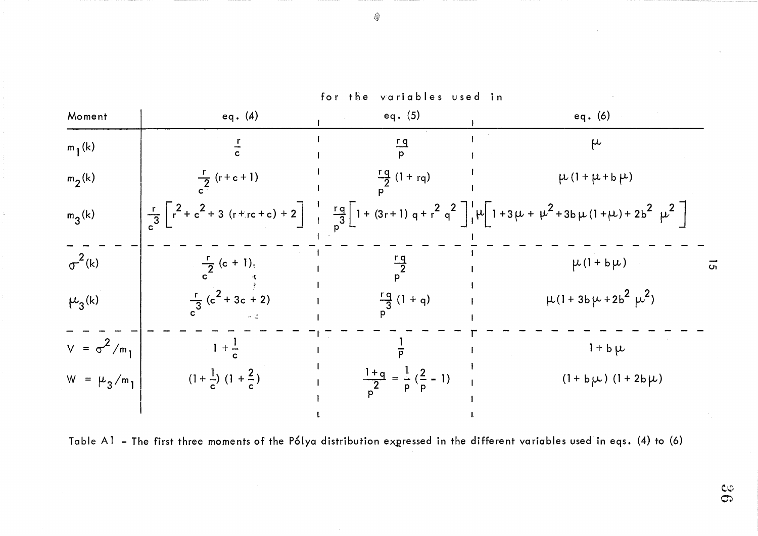| Moment | for the variables used in eq. (4) | eq. (5) | eq. (6) |
|---|---|---|---|
| $m_1(k)$ | $\frac{r}{c}$ | $\frac{rq}{p}$ | $\mu$ |
| $m_2(k)$ | $\frac{r}{c^2}(r+c+1)$ | $\frac{rq}{p^2}(1+rq)$ | $\mu(1+\mu+b\mu)$ |
| $m_3(k)$ | $\frac{r}{c^3}\left[r^2+c^2+3(r+rc+c)+2\right]$ | $\frac{rq}{p^3}\left[1+(3r+1)q+r^2q^2\right]$ | $\mu\left[1+3\mu+\mu^2+3b\mu(1+\mu)+2b^2\mu^2\right]$ |
| $\sigma^2(k)$ | $\frac{r}{c^2}(c+1)$ | $\frac{rq}{p^2}$ | $\mu(1+b\mu)$ |
| $\mu_3(k)$ | $\frac{r}{c^3}(c^2+3c+2)$ | $\frac{rq}{p^3}(1+q)$ | $\mu(1+3b\mu+2b^2\mu^2)$ |
| $V=\sigma^2/m_1$ | $1+\frac{1}{c}$ | $\frac{1}{p}$ | $1+b\mu$ |
| $W=\mu_3/m_1$ | $(1+\frac{1}{c})(1+\frac{2}{c})$ | $\frac{1+q}{p^2}=\frac{1}{p}(\frac{2}{p}-1)$ | $(1+b\mu)(1+2b\mu)$ |

Table A1 - The first three moments of the Pólya distribution expressed in the different variables used in eqs. (4) to (6)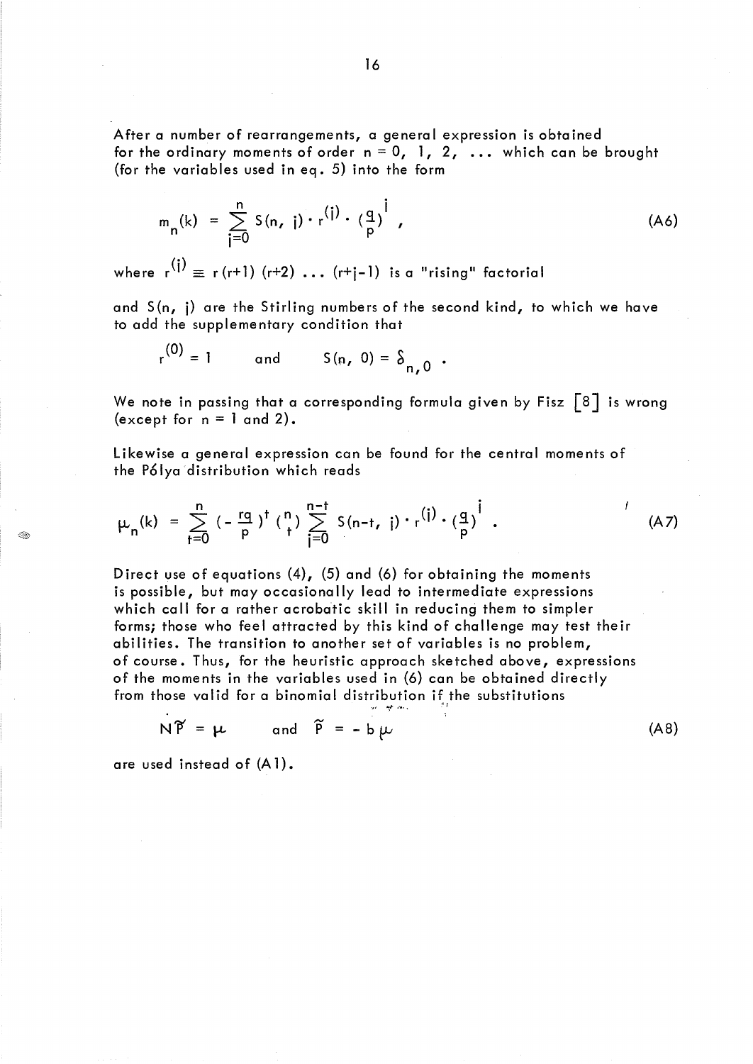After a number of rearrangements, a general expression is obtained for the ordinary moments of order $n = 0, 1, 2, \ldots$ which can be brought (for the variables used in eq. 5) into the form

$$m_n(k) = \sum_{j=0}^{n} S(n, j) \cdot r^{(j)} \cdot \left(\frac{q}{p}\right)^j , \tag{A6}$$

where $r^{(j)} \equiv r(r+1)(r+2) \ldots (r+j-1)$ is a "rising" factorial

and $S(n, j)$ are the Stirling numbers of the second kind, to which we have to add the supplementary condition that

$$r^{(0)} = 1 \qquad \text{and} \qquad S(n, 0) = \delta_{n,0} \; .$$

We note in passing that a corresponding formula given by Fisz [8] is wrong (except for $n = 1$ and $2$).

Likewise a general expression can be found for the central moments of the Pólya distribution which reads

$$\mu_n(k) = \sum_{t=0}^{n} \left(-\frac{rq}{p}\right)^t \binom{n}{t} \sum_{j=0}^{n-t} S(n-t, j) \cdot r^{(j)} \cdot \left(\frac{q}{p}\right)^j . \tag{A7}$$

Direct use of equations (4), (5) and (6) for obtaining the moments is possible, but may occasionally lead to intermediate expressions which call for a rather acrobatic skill in reducing them to simpler forms; those who feel attracted by this kind of challenge may test their abilities. The transition to another set of variables is no problem, of course. Thus, for the heuristic approach sketched above, expressions of the moments in the variables used in (6) can be obtained directly from those valid for a binomial distribution if the substitutions

$$N\tilde{P} = \mu \qquad \text{and} \qquad \tilde{P} = -b\mu \tag{A8}$$

are used instead of (A1).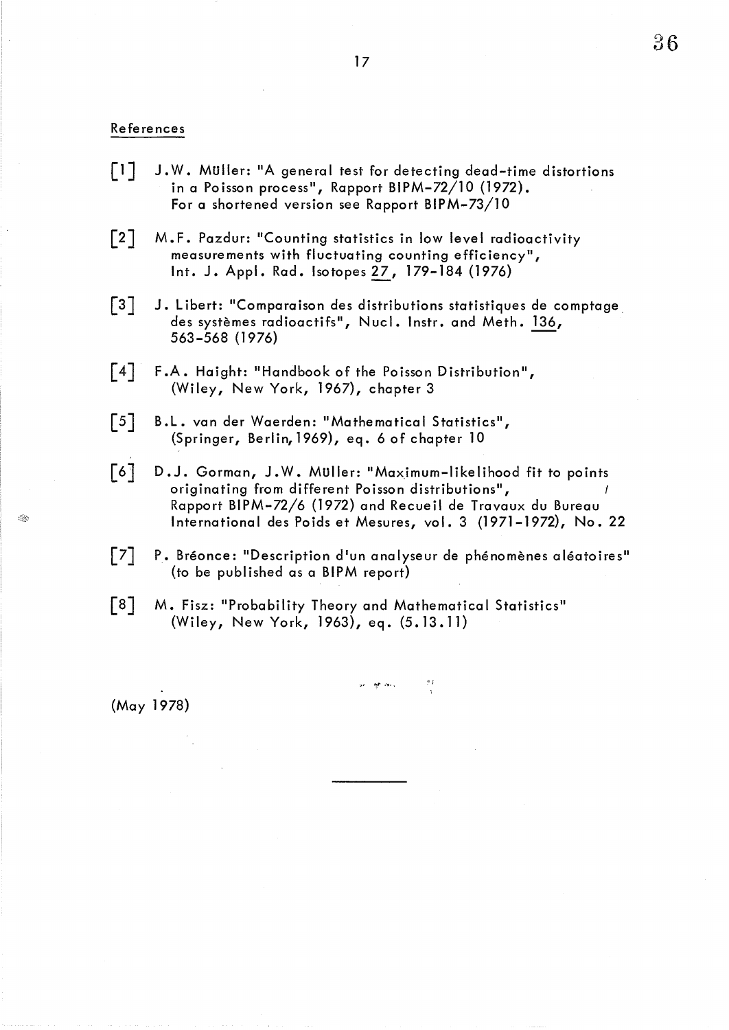## References

[1] J.W. Müller: "A general test for detecting dead-time distortions in a Poisson process", Rapport BIPM-72/10 (1972). For a shortened version see Rapport BIPM-73/10

[2] M.F. Pazdur: "Counting statistics in low level radioactivity measurements with fluctuating counting efficiency", Int. J. Appl. Rad. Isotopes 27, 179-184 (1976)

[3] J. Libert: "Comparaison des distributions statistiques de comptage des systèmes radioactifs", Nucl. Instr. and Meth. 136, 563-568 (1976)

[4] F.A. Haight: "Handbook of the Poisson Distribution", (Wiley, New York, 1967), chapter 3

[5] B.L. van der Waerden: "Mathematical Statistics", (Springer, Berlin, 1969), eq. 6 of chapter 10

[6] D.J. Gorman, J.W. Müller: "Maximum-likelihood fit to points originating from different Poisson distributions", Rapport BIPM-72/6 (1972) and Recueil de Travaux du Bureau International des Poids et Mesures, vol. 3 (1971-1972), No. 22

[7] P. Bréonce: "Description d'un analyseur de phénomènes aléatoires" (to be published as a BIPM report)

[8] M. Fisz: "Probability Theory and Mathematical Statistics" (Wiley, New York, 1963), eq. (5.13.11)

(May 1978)